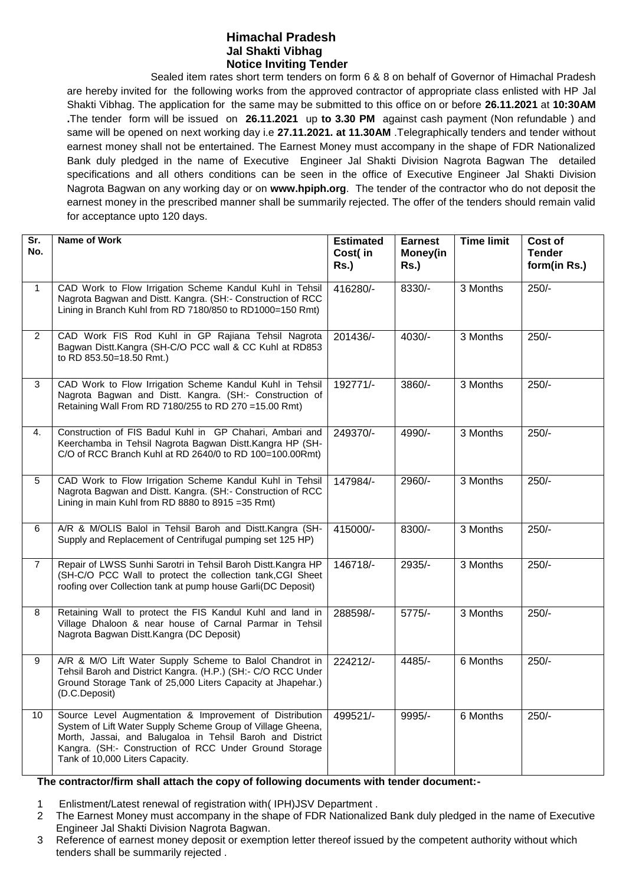# Himachal Pradesh
## Jal Shakti Vibhag
## Notice Inviting Tender

Sealed item rates short term tenders on form 6 & 8 on behalf of Governor of Himachal Pradesh are hereby invited for the following works from the approved contractor of appropriate class enlisted with HP Jal Shakti Vibhag. The application for the same may be submitted to this office on or before **26.11.2021** at **10:30AM .**The tender form will be issued on **26.11.2021** up **to 3.30 PM** against cash payment (Non refundable ) and same will be opened on next working day i.e **27.11.2021. at 11.30AM** .Telegraphically tenders and tender without earnest money shall not be entertained. The Earnest Money must accompany in the shape of FDR Nationalized Bank duly pledged in the name of Executive Engineer Jal Shakti Division Nagrota Bagwan The detailed specifications and all others conditions can be seen in the office of Executive Engineer Jal Shakti Division Nagrota Bagwan on any working day or on **www.hpiph.org**. The tender of the contractor who do not deposit the earnest money in the prescribed manner shall be summarily rejected. The offer of the tenders should remain valid for acceptance upto 120 days.

| Sr. No. | Name of Work | Estimated Cost( in Rs.) | Earnest Money(in Rs.) | Time limit | Cost of Tender form(in Rs.) |
|---|---|---|---|---|---|
| 1 | CAD Work to Flow Irrigation Scheme Kandul Kuhl in Tehsil Nagrota Bagwan and Distt. Kangra. (SH:- Construction of RCC Lining in Branch Kuhl from RD 7180/850 to RD1000=150 Rmt) | 416280/- | 8330/- | 3 Months | 250/- |
| 2 | CAD Work FIS Rod Kuhl in GP Rajiana Tehsil Nagrota Bagwan Distt.Kangra (SH-C/O PCC wall & CC Kuhl at RD853 to RD 853.50=18.50 Rmt.) | 201436/- | 4030/- | 3 Months | 250/- |
| 3 | CAD Work to Flow Irrigation Scheme Kandul Kuhl in Tehsil Nagrota Bagwan and Distt. Kangra. (SH:- Construction of Retaining Wall From RD 7180/255 to RD 270 =15.00 Rmt) | 192771/- | 3860/- | 3 Months | 250/- |
| 4. | Construction of FIS Badul Kuhl in GP Chahari, Ambari and Keerchamba in Tehsil Nagrota Bagwan Distt.Kangra HP (SH-C/O of RCC Branch Kuhl at RD 2640/0 to RD 100=100.00Rmt) | 249370/- | 4990/- | 3 Months | 250/- |
| 5 | CAD Work to Flow Irrigation Scheme Kandul Kuhl in Tehsil Nagrota Bagwan and Distt. Kangra. (SH:- Construction of RCC Lining in main Kuhl from RD 8880 to 8915 =35 Rmt) | 147984/- | 2960/- | 3 Months | 250/- |
| 6 | A/R & M/OLIS Balol in Tehsil Baroh and Distt.Kangra (SH-Supply and Replacement of Centrifugal pumping set 125 HP) | 415000/- | 8300/- | 3 Months | 250/- |
| 7 | Repair of LWSS Sunhi Sarotri in Tehsil Baroh Distt.Kangra HP (SH-C/O PCC Wall to protect the collection tank,CGI Sheet roofing over Collection tank at pump house Garli(DC Deposit) | 146718/- | 2935/- | 3 Months | 250/- |
| 8 | Retaining Wall to protect the FIS Kandul Kuhl and land in Village Dhaloon & near house of Carnal Parmar in Tehsil Nagrota Bagwan Distt.Kangra (DC Deposit) | 288598/- | 5775/- | 3 Months | 250/- |
| 9 | A/R & M/O Lift Water Supply Scheme to Balol Chandrot in Tehsil Baroh and District Kangra. (H.P.) (SH:- C/O RCC Under Ground Storage Tank of 25,000 Liters Capacity at Jhapehar.) (D.C.Deposit) | 224212/- | 4485/- | 6 Months | 250/- |
| 10 | Source Level Augmentation & Improvement of Distribution System of Lift Water Supply Scheme Group of Village Gheena, Morth, Jassai, and Balugaloa in Tehsil Baroh and District Kangra. (SH:- Construction of RCC Under Ground Storage Tank of 10,000 Liters Capacity. | 499521/- | 9995/- | 6 Months | 250/- |

**The contractor/firm shall attach the copy of following documents with tender document:-**

1. Enlistment/Latest renewal of registration with( IPH)JSV Department .
2. The Earnest Money must accompany in the shape of FDR Nationalized Bank duly pledged in the name of Executive Engineer Jal Shakti Division Nagrota Bagwan.
3. Reference of earnest money deposit or exemption letter thereof issued by the competent authority without which tenders shall be summarily rejected .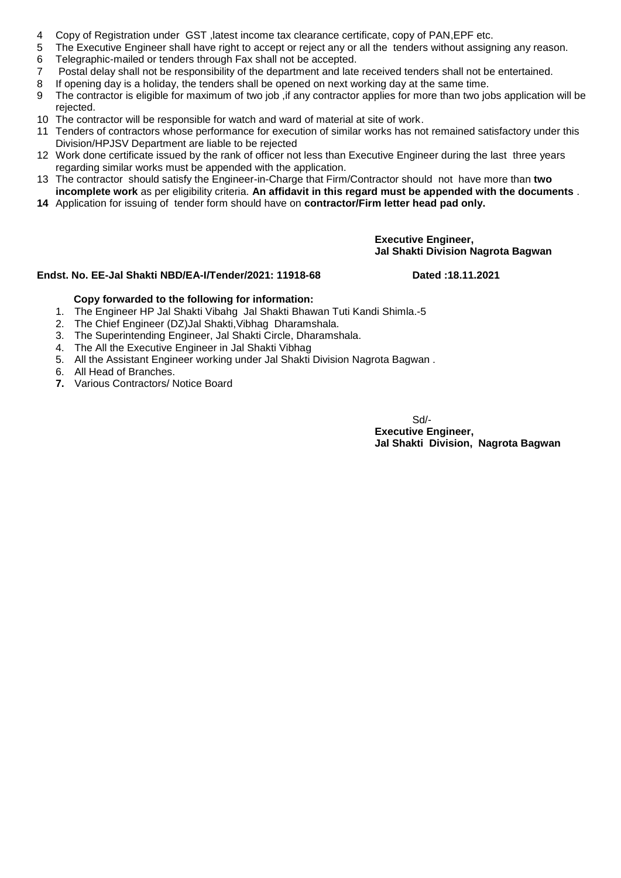4 Copy of Registration under GST ,latest income tax clearance certificate, copy of PAN,EPF etc.
5 The Executive Engineer shall have right to accept or reject any or all the tenders without assigning any reason.
6 Telegraphic-mailed or tenders through Fax shall not be accepted.
7 Postal delay shall not be responsibility of the department and late received tenders shall not be entertained.
8 If opening day is a holiday, the tenders shall be opened on next working day at the same time.
9 The contractor is eligible for maximum of two job ,if any contractor applies for more than two jobs application will be rejected.
10 The contractor will be responsible for watch and ward of material at site of work.
11 Tenders of contractors whose performance for execution of similar works has not remained satisfactory under this Division/HPJSV Department are liable to be rejected
12 Work done certificate issued by the rank of officer not less than Executive Engineer during the last three years regarding similar works must be appended with the application.
13 The contractor should satisfy the Engineer-in-Charge that Firm/Contractor should not have more than **two incomplete work** as per eligibility criteria. **An affidavit in this regard must be appended with the documents** .
**14** Application for issuing of tender form should have on **contractor/Firm letter head pad only.**

**Executive Engineer,**
**Jal Shakti Division Nagrota Bagwan**

**Endst. No. EE-Jal Shakti NBD/EA-I/Tender/2021: 11918-68** **Dated :18.11.2021**

**Copy forwarded to the following for information:**

1. The Engineer HP Jal Shakti Vibahg Jal Shakti Bhawan Tuti Kandi Shimla.-5
2. The Chief Engineer (DZ)Jal Shakti,Vibhag Dharamshala.
3. The Superintending Engineer, Jal Shakti Circle, Dharamshala.
4. The All the Executive Engineer in Jal Shakti Vibhag
5. All the Assistant Engineer working under Jal Shakti Division Nagrota Bagwan .
6. All Head of Branches.
7. Various Contractors/ Notice Board

Sd/-
**Executive Engineer,**
**Jal Shakti Division, Nagrota Bagwan**